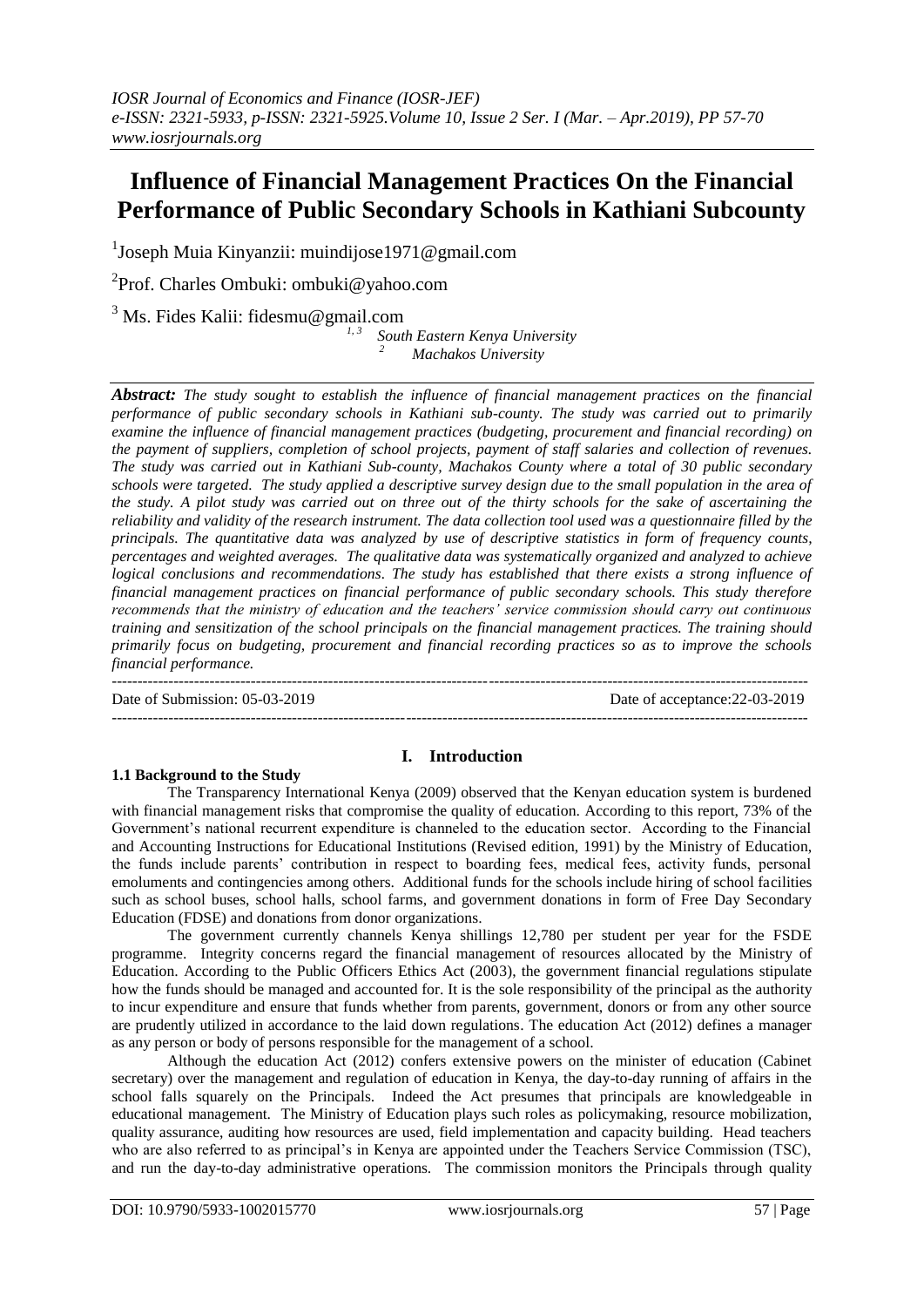# Influence of Financial Management Practices On the Financial Performance of Public Secondary Schools in Kathiani Subcounty

[1]Joseph Muia Kinyanzii: muindijose1971@gmail.com

[2]Prof. Charles Ombuki: ombuki@yahoo.com

[3] Ms. Fides Kalii: fidesmu@gmail.com

[1, 3] South Eastern Kenya University
[2] Machakos University

***Abstract:*** *The study sought to establish the influence of financial management practices on the financial performance of public secondary schools in Kathiani sub-county. The study was carried out to primarily examine the influence of financial management practices (budgeting, procurement and financial recording) on the payment of suppliers, completion of school projects, payment of staff salaries and collection of revenues. The study was carried out in Kathiani Sub-county, Machakos County where a total of 30 public secondary schools were targeted. The study applied a descriptive survey design due to the small population in the area of the study. A pilot study was carried out on three out of the thirty schools for the sake of ascertaining the reliability and validity of the research instrument. The data collection tool used was a questionnaire filled by the principals. The quantitative data was analyzed by use of descriptive statistics in form of frequency counts, percentages and weighted averages. The qualitative data was systematically organized and analyzed to achieve logical conclusions and recommendations. The study has established that there exists a strong influence of financial management practices on financial performance of public secondary schools. This study therefore recommends that the ministry of education and the teachers' service commission should carry out continuous training and sensitization of the school principals on the financial management practices. The training should primarily focus on budgeting, procurement and financial recording practices so as to improve the schools financial performance.*

---

Date of Submission: 05-03-2019 Date of acceptance:22-03-2019

---

## I. Introduction

### 1.1 Background to the Study

The Transparency International Kenya (2009) observed that the Kenyan education system is burdened with financial management risks that compromise the quality of education. According to this report, 73% of the Government's national recurrent expenditure is channeled to the education sector. According to the Financial and Accounting Instructions for Educational Institutions (Revised edition, 1991) by the Ministry of Education, the funds include parents' contribution in respect to boarding fees, medical fees, activity funds, personal emoluments and contingencies among others. Additional funds for the schools include hiring of school facilities such as school buses, school halls, school farms, and government donations in form of Free Day Secondary Education (FDSE) and donations from donor organizations.

The government currently channels Kenya shillings 12,780 per student per year for the FSDE programme. Integrity concerns regard the financial management of resources allocated by the Ministry of Education. According to the Public Officers Ethics Act (2003), the government financial regulations stipulate how the funds should be managed and accounted for. It is the sole responsibility of the principal as the authority to incur expenditure and ensure that funds whether from parents, government, donors or from any other source are prudently utilized in accordance to the laid down regulations. The education Act (2012) defines a manager as any person or body of persons responsible for the management of a school.

Although the education Act (2012) confers extensive powers on the minister of education (Cabinet secretary) over the management and regulation of education in Kenya, the day-to-day running of affairs in the school falls squarely on the Principals. Indeed the Act presumes that principals are knowledgeable in educational management. The Ministry of Education plays such roles as policymaking, resource mobilization, quality assurance, auditing how resources are used, field implementation and capacity building. Head teachers who are also referred to as principal's in Kenya are appointed under the Teachers Service Commission (TSC), and run the day-to-day administrative operations. The commission monitors the Principals through quality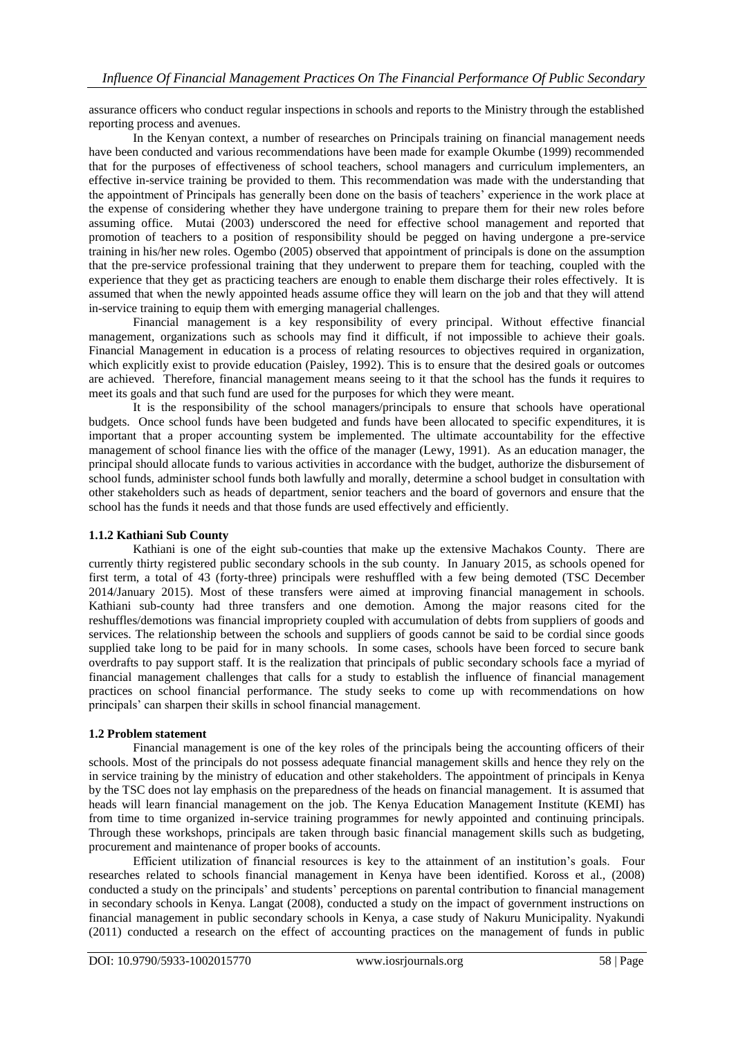assurance officers who conduct regular inspections in schools and reports to the Ministry through the established reporting process and avenues.

In the Kenyan context, a number of researches on Principals training on financial management needs have been conducted and various recommendations have been made for example Okumbe (1999) recommended that for the purposes of effectiveness of school teachers, school managers and curriculum implementers, an effective in-service training be provided to them. This recommendation was made with the understanding that the appointment of Principals has generally been done on the basis of teachers' experience in the work place at the expense of considering whether they have undergone training to prepare them for their new roles before assuming office. Mutai (2003) underscored the need for effective school management and reported that promotion of teachers to a position of responsibility should be pegged on having undergone a pre-service training in his/her new roles. Ogembo (2005) observed that appointment of principals is done on the assumption that the pre-service professional training that they underwent to prepare them for teaching, coupled with the experience that they get as practicing teachers are enough to enable them discharge their roles effectively. It is assumed that when the newly appointed heads assume office they will learn on the job and that they will attend in-service training to equip them with emerging managerial challenges.

Financial management is a key responsibility of every principal. Without effective financial management, organizations such as schools may find it difficult, if not impossible to achieve their goals. Financial Management in education is a process of relating resources to objectives required in organization, which explicitly exist to provide education (Paisley, 1992). This is to ensure that the desired goals or outcomes are achieved. Therefore, financial management means seeing to it that the school has the funds it requires to meet its goals and that such fund are used for the purposes for which they were meant.

It is the responsibility of the school managers/principals to ensure that schools have operational budgets. Once school funds have been budgeted and funds have been allocated to specific expenditures, it is important that a proper accounting system be implemented. The ultimate accountability for the effective management of school finance lies with the office of the manager (Lewy, 1991). As an education manager, the principal should allocate funds to various activities in accordance with the budget, authorize the disbursement of school funds, administer school funds both lawfully and morally, determine a school budget in consultation with other stakeholders such as heads of department, senior teachers and the board of governors and ensure that the school has the funds it needs and that those funds are used effectively and efficiently.

### 1.1.2 Kathiani Sub County

Kathiani is one of the eight sub-counties that make up the extensive Machakos County. There are currently thirty registered public secondary schools in the sub county. In January 2015, as schools opened for first term, a total of 43 (forty-three) principals were reshuffled with a few being demoted (TSC December 2014/January 2015). Most of these transfers were aimed at improving financial management in schools. Kathiani sub-county had three transfers and one demotion. Among the major reasons cited for the reshuffles/demotions was financial impropriety coupled with accumulation of debts from suppliers of goods and services. The relationship between the schools and suppliers of goods cannot be said to be cordial since goods supplied take long to be paid for in many schools. In some cases, schools have been forced to secure bank overdrafts to pay support staff. It is the realization that principals of public secondary schools face a myriad of financial management challenges that calls for a study to establish the influence of financial management practices on school financial performance. The study seeks to come up with recommendations on how principals' can sharpen their skills in school financial management.

## 1.2 Problem statement

Financial management is one of the key roles of the principals being the accounting officers of their schools. Most of the principals do not possess adequate financial management skills and hence they rely on the in service training by the ministry of education and other stakeholders. The appointment of principals in Kenya by the TSC does not lay emphasis on the preparedness of the heads on financial management. It is assumed that heads will learn financial management on the job. The Kenya Education Management Institute (KEMI) has from time to time organized in-service training programmes for newly appointed and continuing principals. Through these workshops, principals are taken through basic financial management skills such as budgeting, procurement and maintenance of proper books of accounts.

Efficient utilization of financial resources is key to the attainment of an institution's goals. Four researches related to schools financial management in Kenya have been identified. Koross et al., (2008) conducted a study on the principals' and students' perceptions on parental contribution to financial management in secondary schools in Kenya. Langat (2008), conducted a study on the impact of government instructions on financial management in public secondary schools in Kenya, a case study of Nakuru Municipality. Nyakundi (2011) conducted a research on the effect of accounting practices on the management of funds in public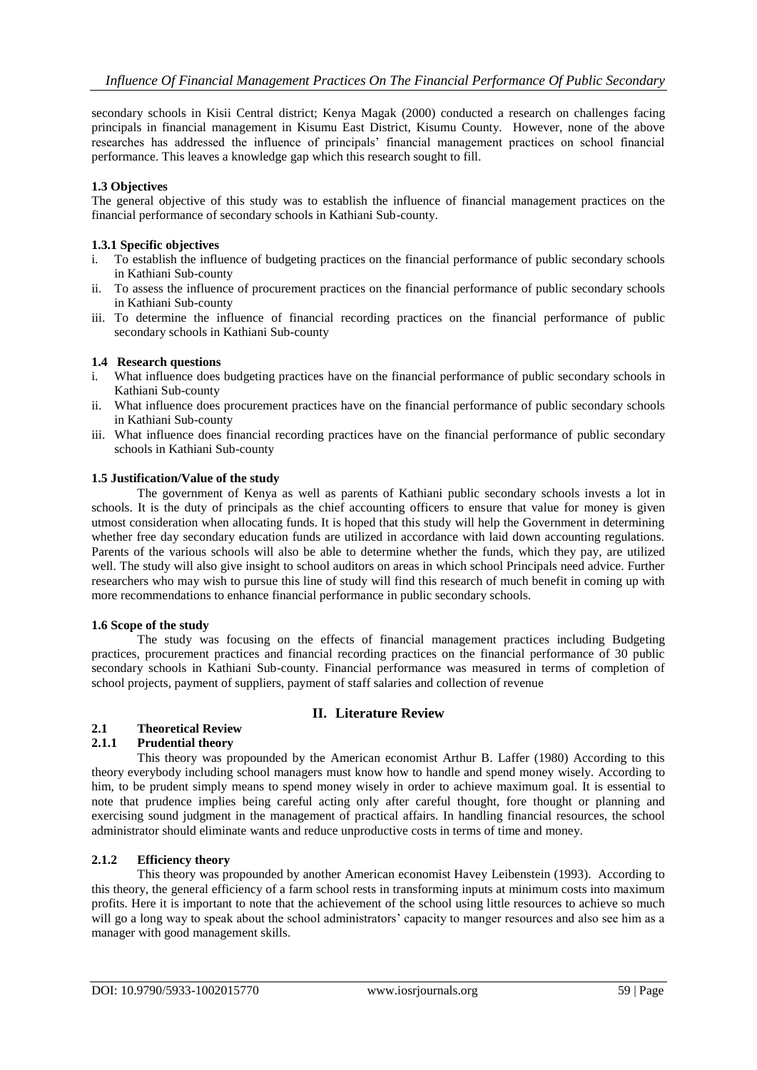secondary schools in Kisii Central district; Kenya Magak (2000) conducted a research on challenges facing principals in financial management in Kisumu East District, Kisumu County. However, none of the above researches has addressed the influence of principals' financial management practices on school financial performance. This leaves a knowledge gap which this research sought to fill.

### 1.3 Objectives

The general objective of this study was to establish the influence of financial management practices on the financial performance of secondary schools in Kathiani Sub-county.

#### 1.3.1 Specific objectives

i. To establish the influence of budgeting practices on the financial performance of public secondary schools in Kathiani Sub-county
ii. To assess the influence of procurement practices on the financial performance of public secondary schools in Kathiani Sub-county
iii. To determine the influence of financial recording practices on the financial performance of public secondary schools in Kathiani Sub-county

### 1.4 Research questions

i. What influence does budgeting practices have on the financial performance of public secondary schools in Kathiani Sub-county
ii. What influence does procurement practices have on the financial performance of public secondary schools in Kathiani Sub-county
iii. What influence does financial recording practices have on the financial performance of public secondary schools in Kathiani Sub-county

### 1.5 Justification/Value of the study

The government of Kenya as well as parents of Kathiani public secondary schools invests a lot in schools. It is the duty of principals as the chief accounting officers to ensure that value for money is given utmost consideration when allocating funds. It is hoped that this study will help the Government in determining whether free day secondary education funds are utilized in accordance with laid down accounting regulations. Parents of the various schools will also be able to determine whether the funds, which they pay, are utilized well. The study will also give insight to school auditors on areas in which school Principals need advice. Further researchers who may wish to pursue this line of study will find this research of much benefit in coming up with more recommendations to enhance financial performance in public secondary schools.

### 1.6 Scope of the study

The study was focusing on the effects of financial management practices including Budgeting practices, procurement practices and financial recording practices on the financial performance of 30 public secondary schools in Kathiani Sub-county. Financial performance was measured in terms of completion of school projects, payment of suppliers, payment of staff salaries and collection of revenue

## II. Literature Review

### 2.1 Theoretical Review

#### 2.1.1 Prudential theory

This theory was propounded by the American economist Arthur B. Laffer (1980) According to this theory everybody including school managers must know how to handle and spend money wisely. According to him, to be prudent simply means to spend money wisely in order to achieve maximum goal. It is essential to note that prudence implies being careful acting only after careful thought, fore thought or planning and exercising sound judgment in the management of practical affairs. In handling financial resources, the school administrator should eliminate wants and reduce unproductive costs in terms of time and money.

#### 2.1.2 Efficiency theory

This theory was propounded by another American economist Havey Leibenstein (1993). According to this theory, the general efficiency of a farm school rests in transforming inputs at minimum costs into maximum profits. Here it is important to note that the achievement of the school using little resources to achieve so much will go a long way to speak about the school administrators' capacity to manger resources and also see him as a manager with good management skills.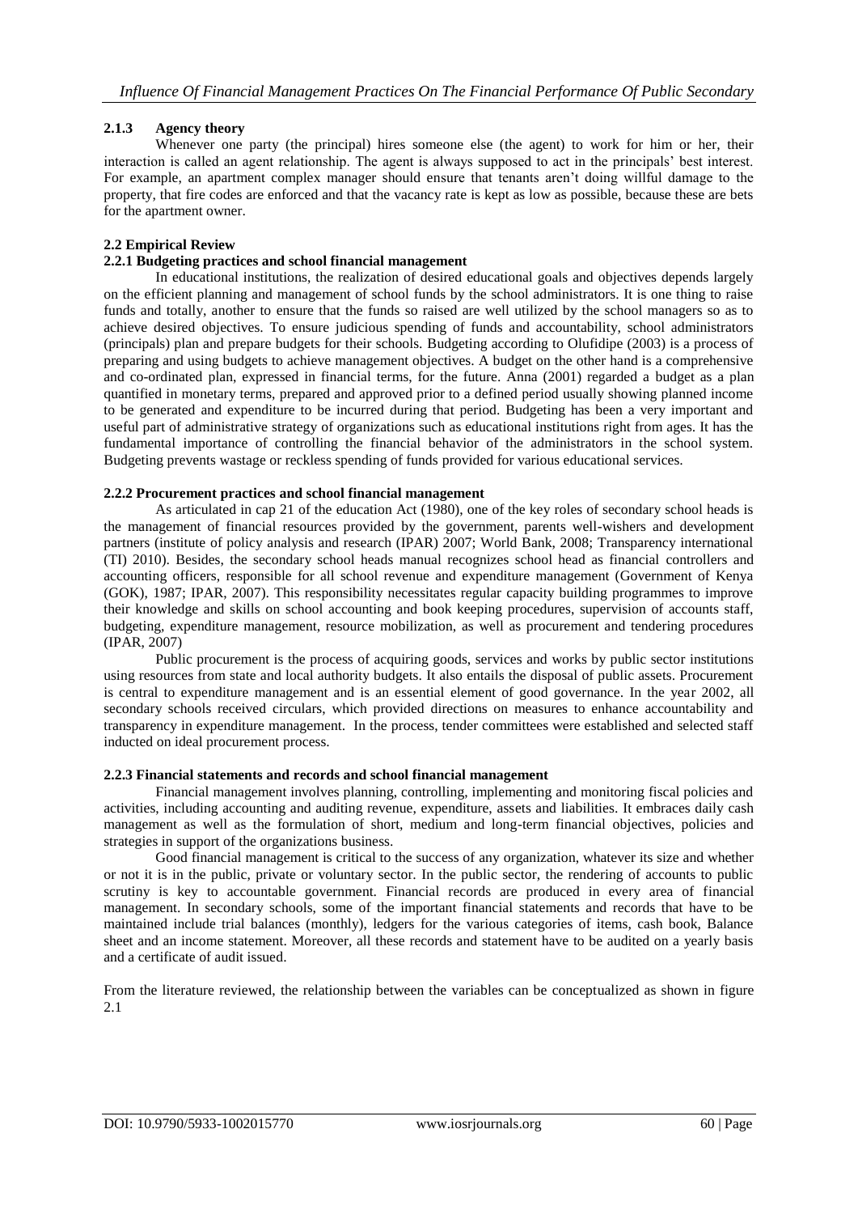### 2.1.3 Agency theory

Whenever one party (the principal) hires someone else (the agent) to work for him or her, their interaction is called an agent relationship. The agent is always supposed to act in the principals' best interest. For example, an apartment complex manager should ensure that tenants aren't doing willful damage to the property, that fire codes are enforced and that the vacancy rate is kept as low as possible, because these are bets for the apartment owner.

## 2.2 Empirical Review

### 2.2.1 Budgeting practices and school financial management

In educational institutions, the realization of desired educational goals and objectives depends largely on the efficient planning and management of school funds by the school administrators. It is one thing to raise funds and totally, another to ensure that the funds so raised are well utilized by the school managers so as to achieve desired objectives. To ensure judicious spending of funds and accountability, school administrators (principals) plan and prepare budgets for their schools. Budgeting according to Olufidipe (2003) is a process of preparing and using budgets to achieve management objectives. A budget on the other hand is a comprehensive and co-ordinated plan, expressed in financial terms, for the future. Anna (2001) regarded a budget as a plan quantified in monetary terms, prepared and approved prior to a defined period usually showing planned income to be generated and expenditure to be incurred during that period. Budgeting has been a very important and useful part of administrative strategy of organizations such as educational institutions right from ages. It has the fundamental importance of controlling the financial behavior of the administrators in the school system. Budgeting prevents wastage or reckless spending of funds provided for various educational services.

### 2.2.2 Procurement practices and school financial management

As articulated in cap 21 of the education Act (1980), one of the key roles of secondary school heads is the management of financial resources provided by the government, parents well-wishers and development partners (institute of policy analysis and research (IPAR) 2007; World Bank, 2008; Transparency international (TI) 2010). Besides, the secondary school heads manual recognizes school head as financial controllers and accounting officers, responsible for all school revenue and expenditure management (Government of Kenya (GOK), 1987; IPAR, 2007). This responsibility necessitates regular capacity building programmes to improve their knowledge and skills on school accounting and book keeping procedures, supervision of accounts staff, budgeting, expenditure management, resource mobilization, as well as procurement and tendering procedures (IPAR, 2007)

Public procurement is the process of acquiring goods, services and works by public sector institutions using resources from state and local authority budgets. It also entails the disposal of public assets. Procurement is central to expenditure management and is an essential element of good governance. In the year 2002, all secondary schools received circulars, which provided directions on measures to enhance accountability and transparency in expenditure management. In the process, tender committees were established and selected staff inducted on ideal procurement process.

### 2.2.3 Financial statements and records and school financial management

Financial management involves planning, controlling, implementing and monitoring fiscal policies and activities, including accounting and auditing revenue, expenditure, assets and liabilities. It embraces daily cash management as well as the formulation of short, medium and long-term financial objectives, policies and strategies in support of the organizations business.

Good financial management is critical to the success of any organization, whatever its size and whether or not it is in the public, private or voluntary sector. In the public sector, the rendering of accounts to public scrutiny is key to accountable government. Financial records are produced in every area of financial management. In secondary schools, some of the important financial statements and records that have to be maintained include trial balances (monthly), ledgers for the various categories of items, cash book, Balance sheet and an income statement. Moreover, all these records and statement have to be audited on a yearly basis and a certificate of audit issued.

From the literature reviewed, the relationship between the variables can be conceptualized as shown in figure 2.1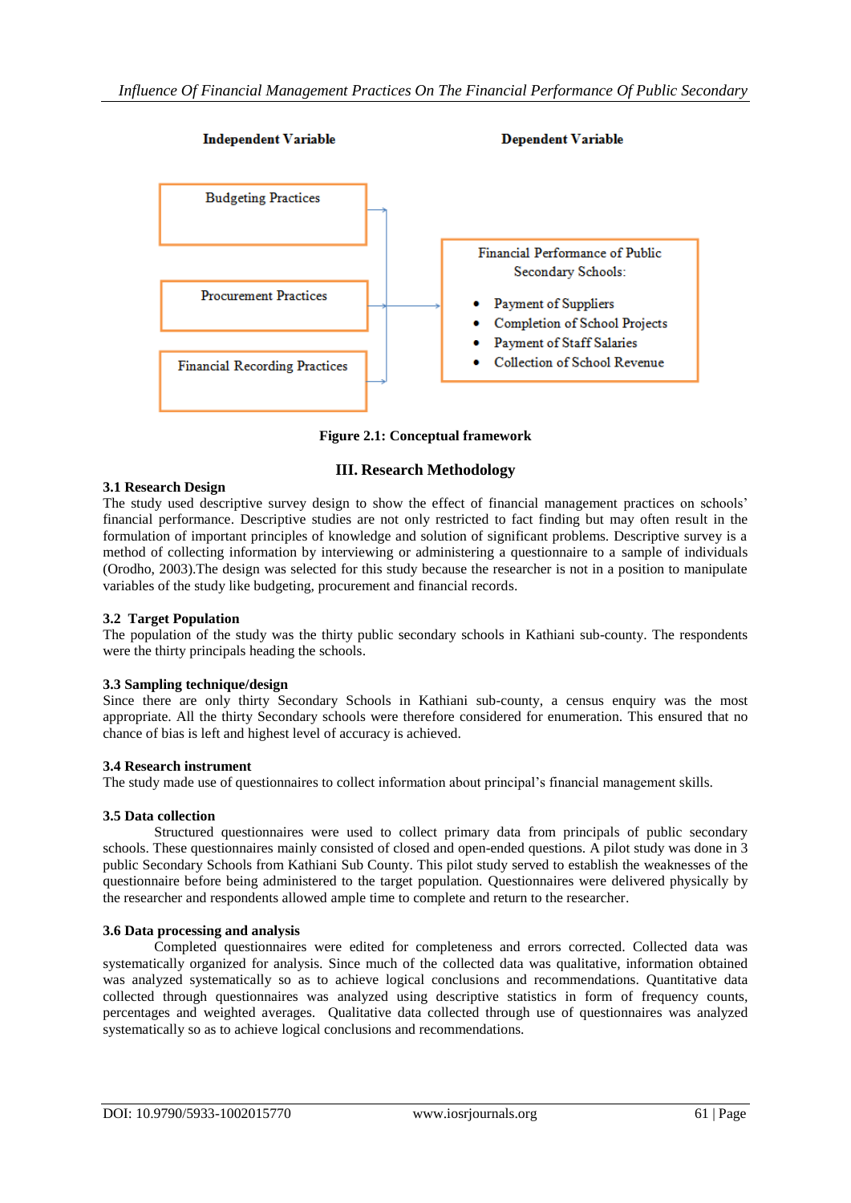**Independent Variable** | **Dependent Variable**

Budgeting Practices

Procurement Practices

Financial Recording Practices

Financial Performance of Public Secondary Schools:

- Payment of Suppliers
- Completion of School Projects
- Payment of Staff Salaries
- Collection of School Revenue

**Figure 2.1: Conceptual framework**

## III. Research Methodology

### 3.1 Research Design

The study used descriptive survey design to show the effect of financial management practices on schools' financial performance. Descriptive studies are not only restricted to fact finding but may often result in the formulation of important principles of knowledge and solution of significant problems. Descriptive survey is a method of collecting information by interviewing or administering a questionnaire to a sample of individuals (Orodho, 2003).The design was selected for this study because the researcher is not in a position to manipulate variables of the study like budgeting, procurement and financial records.

### 3.2 Target Population

The population of the study was the thirty public secondary schools in Kathiani sub-county. The respondents were the thirty principals heading the schools.

### 3.3 Sampling technique/design

Since there are only thirty Secondary Schools in Kathiani sub-county, a census enquiry was the most appropriate. All the thirty Secondary schools were therefore considered for enumeration. This ensured that no chance of bias is left and highest level of accuracy is achieved.

### 3.4 Research instrument

The study made use of questionnaires to collect information about principal's financial management skills.

### 3.5 Data collection

Structured questionnaires were used to collect primary data from principals of public secondary schools. These questionnaires mainly consisted of closed and open-ended questions. A pilot study was done in 3 public Secondary Schools from Kathiani Sub County. This pilot study served to establish the weaknesses of the questionnaire before being administered to the target population. Questionnaires were delivered physically by the researcher and respondents allowed ample time to complete and return to the researcher.

### 3.6 Data processing and analysis

Completed questionnaires were edited for completeness and errors corrected. Collected data was systematically organized for analysis. Since much of the collected data was qualitative, information obtained was analyzed systematically so as to achieve logical conclusions and recommendations. Quantitative data collected through questionnaires was analyzed using descriptive statistics in form of frequency counts, percentages and weighted averages. Qualitative data collected through use of questionnaires was analyzed systematically so as to achieve logical conclusions and recommendations.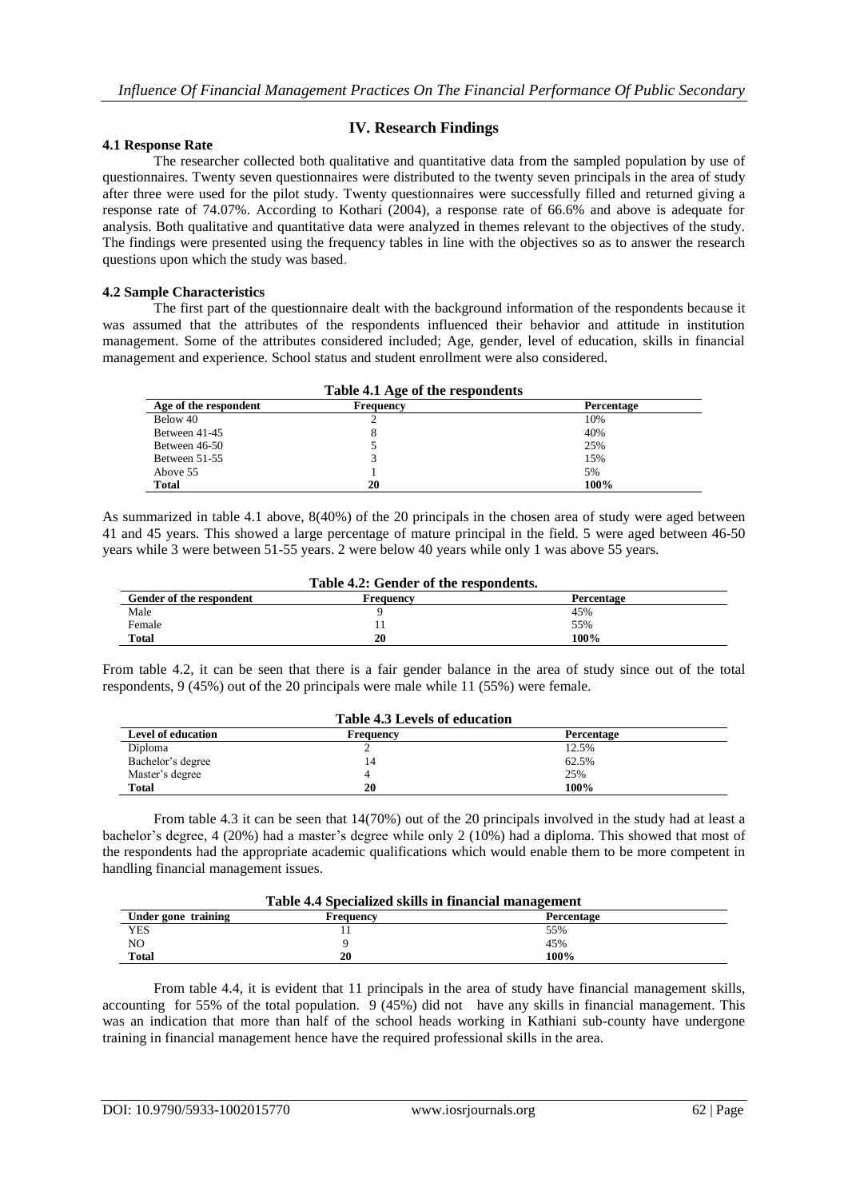## IV. Research Findings

### 4.1 Response Rate

The researcher collected both qualitative and quantitative data from the sampled population by use of questionnaires. Twenty seven questionnaires were distributed to the twenty seven principals in the area of study after three were used for the pilot study. Twenty questionnaires were successfully filled and returned giving a response rate of 74.07%. According to Kothari (2004), a response rate of 66.6% and above is adequate for analysis. Both qualitative and quantitative data were analyzed in themes relevant to the objectives of the study. The findings were presented using the frequency tables in line with the objectives so as to answer the research questions upon which the study was based.

### 4.2 Sample Characteristics

The first part of the questionnaire dealt with the background information of the respondents because it was assumed that the attributes of the respondents influenced their behavior and attitude in institution management. Some of the attributes considered included; Age, gender, level of education, skills in financial management and experience. School status and student enrollment were also considered.

**Table 4.1 Age of the respondents**

| Age of the respondent | Frequency | Percentage |
|---|---|---|
| Below 40 | 2 | 10% |
| Between 41-45 | 8 | 40% |
| Between 46-50 | 5 | 25% |
| Between 51-55 | 3 | 15% |
| Above 55 | 1 | 5% |
| **Total** | **20** | **100%** |

As summarized in table 4.1 above, 8(40%) of the 20 principals in the chosen area of study were aged between 41 and 45 years. This showed a large percentage of mature principal in the field. 5 were aged between 46-50 years while 3 were between 51-55 years. 2 were below 40 years while only 1 was above 55 years.

**Table 4.2: Gender of the respondents.**

| Gender of the respondent | Frequency | Percentage |
|---|---|---|
| Male | 9 | 45% |
| Female | 11 | 55% |
| **Total** | **20** | **100%** |

From table 4.2, it can be seen that there is a fair gender balance in the area of study since out of the total respondents, 9 (45%) out of the 20 principals were male while 11 (55%) were female.

**Table 4.3 Levels of education**

| Level of education | Frequency | Percentage |
|---|---|---|
| Diploma | 2 | 12.5% |
| Bachelor's degree | 14 | 62.5% |
| Master's degree | 4 | 25% |
| **Total** | **20** | **100%** |

From table 4.3 it can be seen that 14(70%) out of the 20 principals involved in the study had at least a bachelor's degree, 4 (20%) had a master's degree while only 2 (10%) had a diploma. This showed that most of the respondents had the appropriate academic qualifications which would enable them to be more competent in handling financial management issues.

**Table 4.4 Specialized skills in financial management**

| Under gone training | Frequency | Percentage |
|---|---|---|
| YES | 11 | 55% |
| NO | 9 | 45% |
| **Total** | **20** | **100%** |

From table 4.4, it is evident that 11 principals in the area of study have financial management skills, accounting for 55% of the total population. 9 (45%) did not have any skills in financial management. This was an indication that more than half of the school heads working in Kathiani sub-county have undergone training in financial management hence have the required professional skills in the area.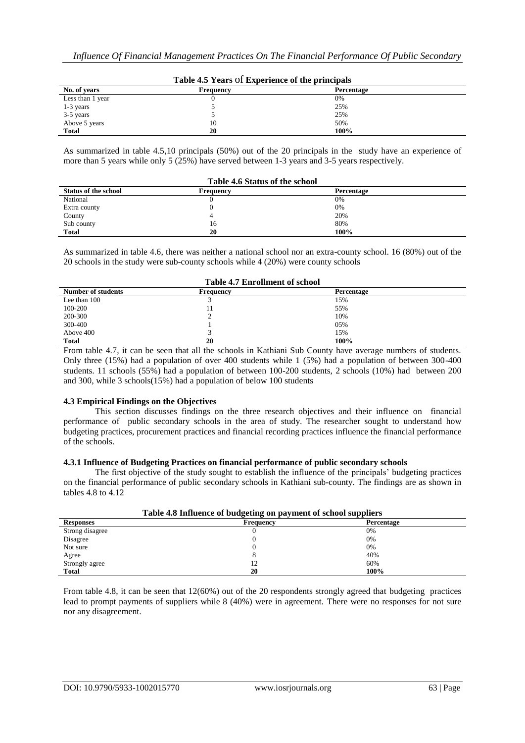**Table 4.5 Years of Experience of the principals**

| No. of years | Frequency | Percentage |
|---|---|---|
| Less than 1 year | 0 | 0% |
| 1-3 years | 5 | 25% |
| 3-5 years | 5 | 25% |
| Above 5 years | 10 | 50% |
| **Total** | **20** | **100%** |

As summarized in table 4.5,10 principals (50%) out of the 20 principals in the study have an experience of more than 5 years while only 5 (25%) have served between 1-3 years and 3-5 years respectively.

**Table 4.6 Status of the school**

| Status of the school | Frequency | Percentage |
|---|---|---|
| National | 0 | 0% |
| Extra county | 0 | 0% |
| County | 4 | 20% |
| Sub county | 16 | 80% |
| **Total** | **20** | **100%** |

As summarized in table 4.6, there was neither a national school nor an extra-county school. 16 (80%) out of the 20 schools in the study were sub-county schools while 4 (20%) were county schools

**Table 4.7 Enrollment of school**

| Number of students | Frequency | Percentage |
|---|---|---|
| Lee than 100 | 3 | 15% |
| 100-200 | 11 | 55% |
| 200-300 | 2 | 10% |
| 300-400 | 1 | 05% |
| Above 400 | 3 | 15% |
| **Total** | **20** | **100%** |

From table 4.7, it can be seen that all the schools in Kathiani Sub County have average numbers of students. Only three (15%) had a population of over 400 students while 1 (5%) had a population of between 300-400 students. 11 schools (55%) had a population of between 100-200 students, 2 schools (10%) had between 200 and 300, while 3 schools(15%) had a population of below 100 students

### 4.3 Empirical Findings on the Objectives

This section discusses findings on the three research objectives and their influence on financial performance of public secondary schools in the area of study. The researcher sought to understand how budgeting practices, procurement practices and financial recording practices influence the financial performance of the schools.

#### 4.3.1 Influence of Budgeting Practices on financial performance of public secondary schools

The first objective of the study sought to establish the influence of the principals' budgeting practices on the financial performance of public secondary schools in Kathiani sub-county. The findings are as shown in tables 4.8 to 4.12

**Table 4.8 Influence of budgeting on payment of school suppliers**

| Responses | Frequency | Percentage |
|---|---|---|
| Strong disagree | 0 | 0% |
| Disagree | 0 | 0% |
| Not sure | 0 | 0% |
| Agree | 8 | 40% |
| Strongly agree | 12 | 60% |
| **Total** | **20** | **100%** |

From table 4.8, it can be seen that 12(60%) out of the 20 respondents strongly agreed that budgeting practices lead to prompt payments of suppliers while 8 (40%) were in agreement. There were no responses for not sure nor any disagreement.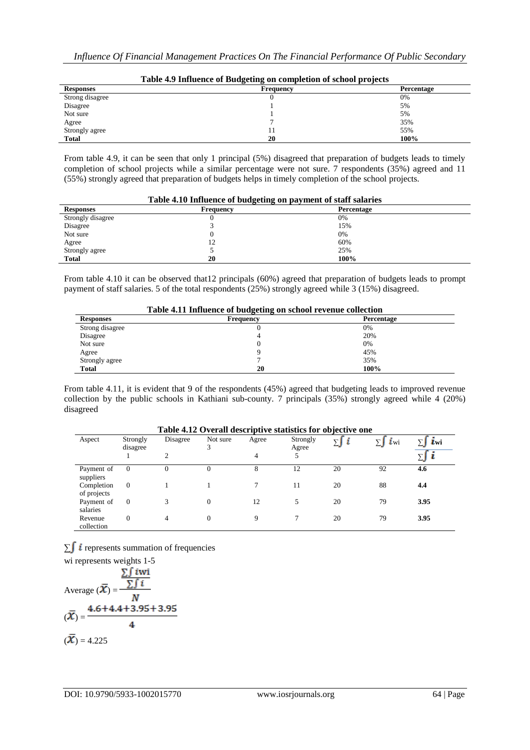**Table 4.9 Influence of Budgeting on completion of school projects**

| Responses | Frequency | Percentage |
|---|---|---|
| Strong disagree | 0 | 0% |
| Disagree | 1 | 5% |
| Not sure | 1 | 5% |
| Agree | 7 | 35% |
| Strongly agree | 11 | 55% |
| **Total** | **20** | **100%** |

From table 4.9, it can be seen that only 1 principal (5%) disagreed that preparation of budgets leads to timely completion of school projects while a similar percentage were not sure. 7 respondents (35%) agreed and 11 (55%) strongly agreed that preparation of budgets helps in timely completion of the school projects.

**Table 4.10 Influence of budgeting on payment of staff salaries**

| Responses | Frequency | Percentage |
|---|---|---|
| Strongly disagree | 0 | 0% |
| Disagree | 3 | 15% |
| Not sure | 0 | 0% |
| Agree | 12 | 60% |
| Strongly agree | 5 | 25% |
| **Total** | **20** | **100%** |

From table 4.10 it can be observed that12 principals (60%) agreed that preparation of budgets leads to prompt payment of staff salaries. 5 of the total respondents (25%) strongly agreed while 3 (15%) disagreed.

**Table 4.11 Influence of budgeting on school revenue collection**

| Responses | Frequency | Percentage |
|---|---|---|
| Strong disagree | 0 | 0% |
| Disagree | 4 | 20% |
| Not sure | 0 | 0% |
| Agree | 9 | 45% |
| Strongly agree | 7 | 35% |
| **Total** | **20** | **100%** |

From table 4.11, it is evident that 9 of the respondents (45%) agreed that budgeting leads to improved revenue collection by the public schools in Kathiani sub-county. 7 principals (35%) strongly agreed while 4 (20%) disagreed

**Table 4.12 Overall descriptive statistics for objective one**

| Aspect | Strongly disagree 1 | Disagree 2 | Not sure 3 | Agree 4 | Strongly Agree 5 | $\sum\int i$ | $\sum\int i\text{wi}$ | $\frac{\sum\int i\text{wi}}{\sum\int i}$ |
|---|---|---|---|---|---|---|---|---|
| Payment of suppliers | 0 | 0 | 0 | 8 | 12 | 20 | 92 | **4.6** |
| Completion of projects | 0 | 1 | 1 | 7 | 11 | 20 | 88 | **4.4** |
| Payment of salaries | 0 | 3 | 0 | 12 | 5 | 20 | 79 | **3.95** |
| Revenue collection | 0 | 4 | 0 | 9 | 7 | 20 | 79 | **3.95** |

$\sum\int i$ represents summation of frequencies

wi represents weights 1-5

$$\text{Average } (\bar{X}) = \frac{\frac{\sum\int i\text{wi}}{\sum\int i}}{N}$$

$$(\bar{X}) = \frac{4.6+4.4+3.95+3.95}{4}$$

$$(\bar{X}) = 4.225$$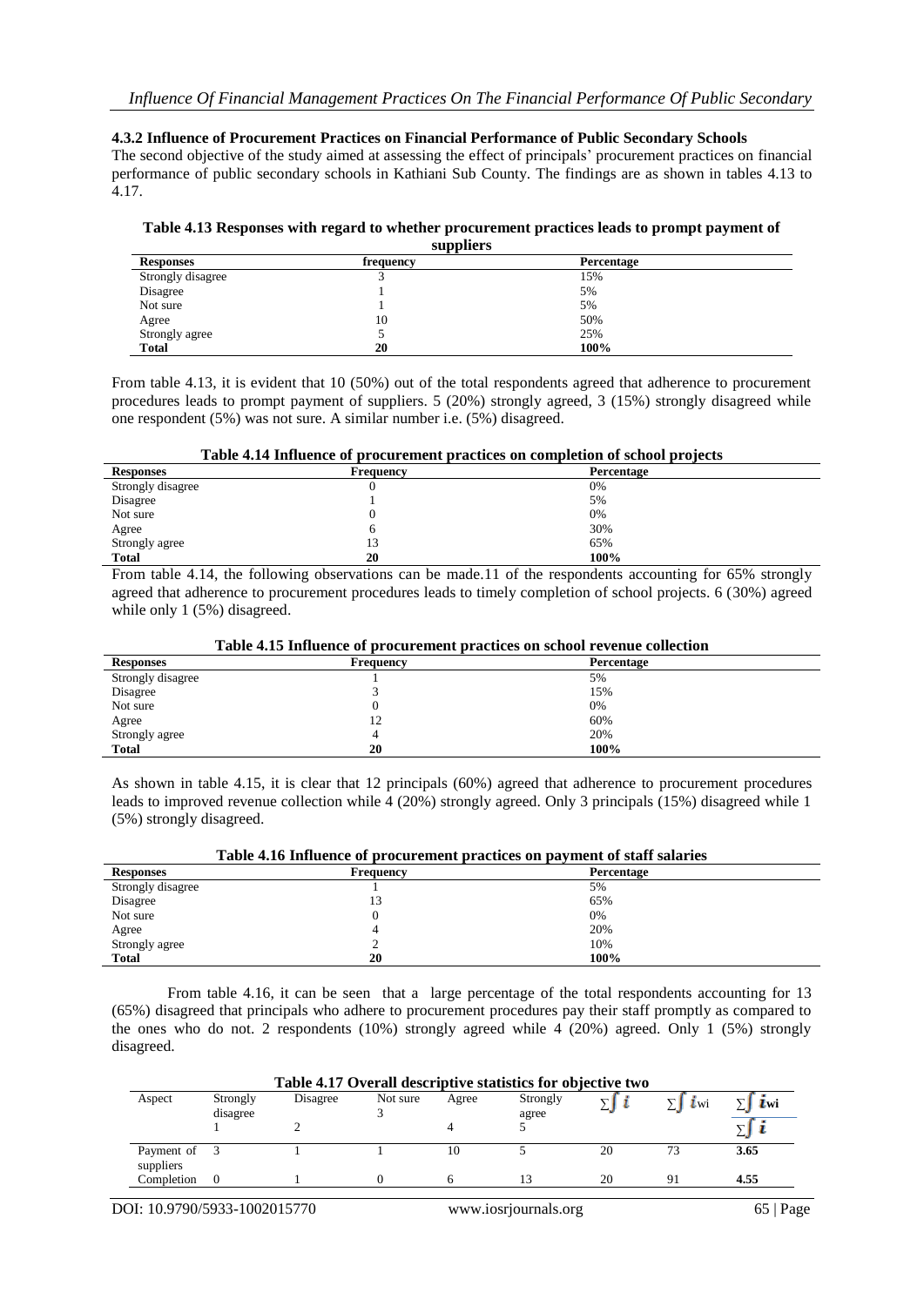#### 4.3.2 Influence of Procurement Practices on Financial Performance of Public Secondary Schools

The second objective of the study aimed at assessing the effect of principals' procurement practices on financial performance of public secondary schools in Kathiani Sub County. The findings are as shown in tables 4.13 to 4.17.

**Table 4.13 Responses with regard to whether procurement practices leads to prompt payment of suppliers**

| Responses | frequency | Percentage |
|---|---|---|
| Strongly disagree | 3 | 15% |
| Disagree | 1 | 5% |
| Not sure | 1 | 5% |
| Agree | 10 | 50% |
| Strongly agree | 5 | 25% |
| **Total** | **20** | **100%** |

From table 4.13, it is evident that 10 (50%) out of the total respondents agreed that adherence to procurement procedures leads to prompt payment of suppliers. 5 (20%) strongly agreed, 3 (15%) strongly disagreed while one respondent (5%) was not sure. A similar number i.e. (5%) disagreed.

**Table 4.14 Influence of procurement practices on completion of school projects**

| Responses | Frequency | Percentage |
|---|---|---|
| Strongly disagree | 0 | 0% |
| Disagree | 1 | 5% |
| Not sure | 0 | 0% |
| Agree | 6 | 30% |
| Strongly agree | 13 | 65% |
| **Total** | **20** | **100%** |

From table 4.14, the following observations can be made.11 of the respondents accounting for 65% strongly agreed that adherence to procurement procedures leads to timely completion of school projects. 6 (30%) agreed while only 1 (5%) disagreed.

**Table 4.15 Influence of procurement practices on school revenue collection**

| Responses | Frequency | Percentage |
|---|---|---|
| Strongly disagree | 1 | 5% |
| Disagree | 3 | 15% |
| Not sure | 0 | 0% |
| Agree | 12 | 60% |
| Strongly agree | 4 | 20% |
| **Total** | **20** | **100%** |

As shown in table 4.15, it is clear that 12 principals (60%) agreed that adherence to procurement procedures leads to improved revenue collection while 4 (20%) strongly agreed. Only 3 principals (15%) disagreed while 1 (5%) strongly disagreed.

**Table 4.16 Influence of procurement practices on payment of staff salaries**

| Responses | Frequency | Percentage |
|---|---|---|
| Strongly disagree | 1 | 5% |
| Disagree | 13 | 65% |
| Not sure | 0 | 0% |
| Agree | 4 | 20% |
| Strongly agree | 2 | 10% |
| **Total** | **20** | **100%** |

From table 4.16, it can be seen that a large percentage of the total respondents accounting for 13 (65%) disagreed that principals who adhere to procurement procedures pay their staff promptly as compared to the ones who do not. 2 respondents (10%) strongly agreed while 4 (20%) agreed. Only 1 (5%) strongly disagreed.

**Table 4.17 Overall descriptive statistics for objective two**

| Aspect | Strongly disagree 1 | Disagree 2 | Not sure 3 | Agree 4 | Strongly agree 5 | $\sum \int i$ | $\sum \int i_{wi}$ | $\frac{\sum \int i_{wi}}{\sum \int i}$ |
|---|---|---|---|---|---|---|---|---|
| Payment of suppliers | 3 | 1 | 1 | 10 | 5 | 20 | 73 | **3.65** |
| Completion | 0 | 1 | 0 | 6 | 13 | 20 | 91 | **4.55** |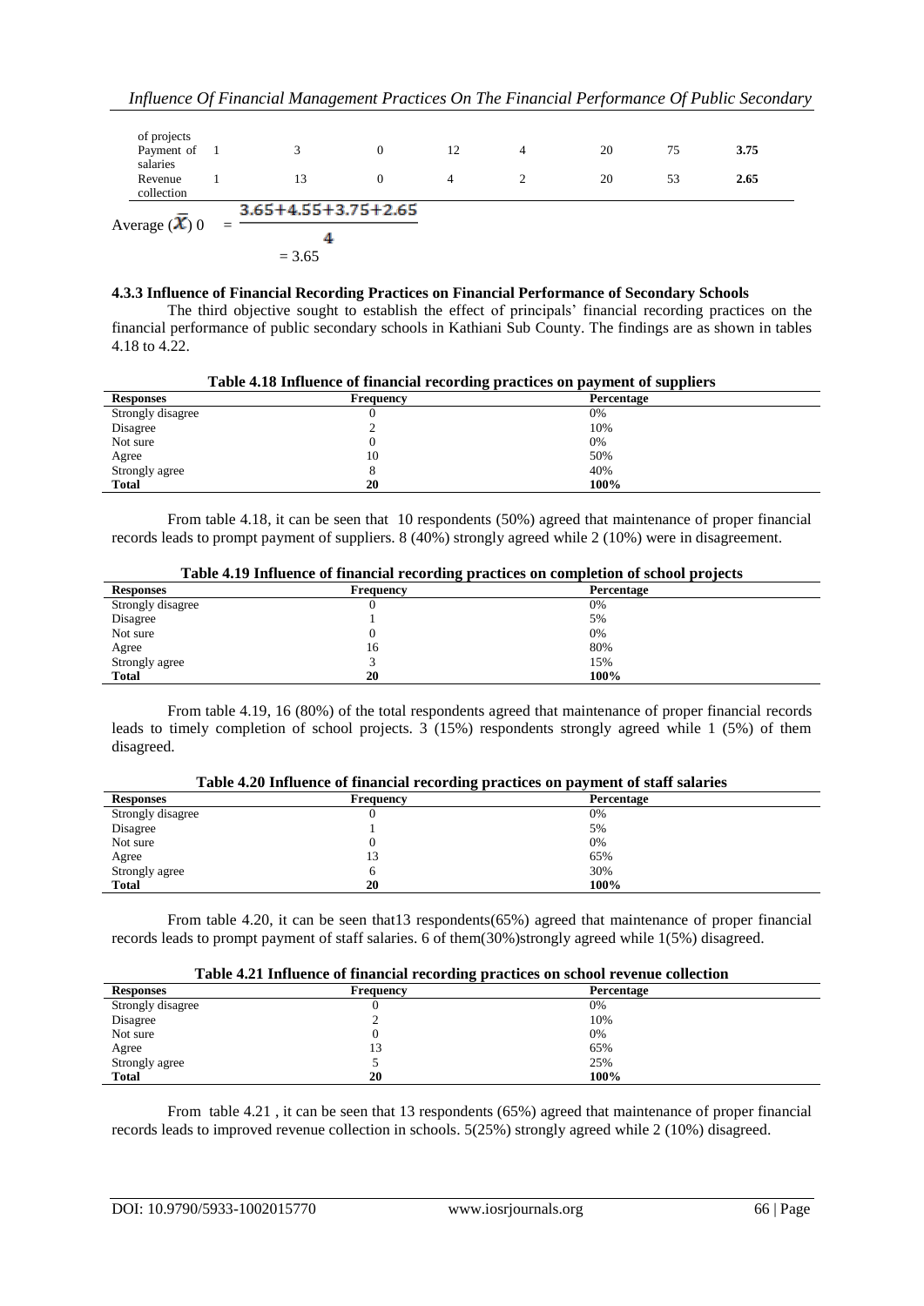| of projects | | | | | | | | |
|---|---|---|---|---|---|---|---|---|
| Payment of salaries | 1 | 3 | 0 | 12 | 4 | 20 | 75 | **3.75** |
| Revenue collection | 1 | 13 | 0 | 4 | 2 | 20 | 53 | **2.65** |

Average $(\bar{X})$ 0 $= \frac{3.65+4.55+3.75+2.65}{4}$

$= 3.65$

### 4.3.3 Influence of Financial Recording Practices on Financial Performance of Secondary Schools

The third objective sought to establish the effect of principals' financial recording practices on the financial performance of public secondary schools in Kathiani Sub County. The findings are as shown in tables 4.18 to 4.22.

**Table 4.18 Influence of financial recording practices on payment of suppliers**

| Responses | Frequency | Percentage |
|---|---|---|
| Strongly disagree | 0 | 0% |
| Disagree | 2 | 10% |
| Not sure | 0 | 0% |
| Agree | 10 | 50% |
| Strongly agree | 8 | 40% |
| **Total** | **20** | **100%** |

From table 4.18, it can be seen that 10 respondents (50%) agreed that maintenance of proper financial records leads to prompt payment of suppliers. 8 (40%) strongly agreed while 2 (10%) were in disagreement.

**Table 4.19 Influence of financial recording practices on completion of school projects**

| Responses | Frequency | Percentage |
|---|---|---|
| Strongly disagree | 0 | 0% |
| Disagree | 1 | 5% |
| Not sure | 0 | 0% |
| Agree | 16 | 80% |
| Strongly agree | 3 | 15% |
| **Total** | **20** | **100%** |

From table 4.19, 16 (80%) of the total respondents agreed that maintenance of proper financial records leads to timely completion of school projects. 3 (15%) respondents strongly agreed while 1 (5%) of them disagreed.

**Table 4.20 Influence of financial recording practices on payment of staff salaries**

| Responses | Frequency | Percentage |
|---|---|---|
| Strongly disagree | 0 | 0% |
| Disagree | 1 | 5% |
| Not sure | 0 | 0% |
| Agree | 13 | 65% |
| Strongly agree | 6 | 30% |
| **Total** | **20** | **100%** |

From table 4.20, it can be seen that13 respondents(65%) agreed that maintenance of proper financial records leads to prompt payment of staff salaries. 6 of them(30%)strongly agreed while 1(5%) disagreed.

**Table 4.21 Influence of financial recording practices on school revenue collection**

| Responses | Frequency | Percentage |
|---|---|---|
| Strongly disagree | 0 | 0% |
| Disagree | 2 | 10% |
| Not sure | 0 | 0% |
| Agree | 13 | 65% |
| Strongly agree | 5 | 25% |
| **Total** | **20** | **100%** |

From table 4.21 , it can be seen that 13 respondents (65%) agreed that maintenance of proper financial records leads to improved revenue collection in schools. 5(25%) strongly agreed while 2 (10%) disagreed.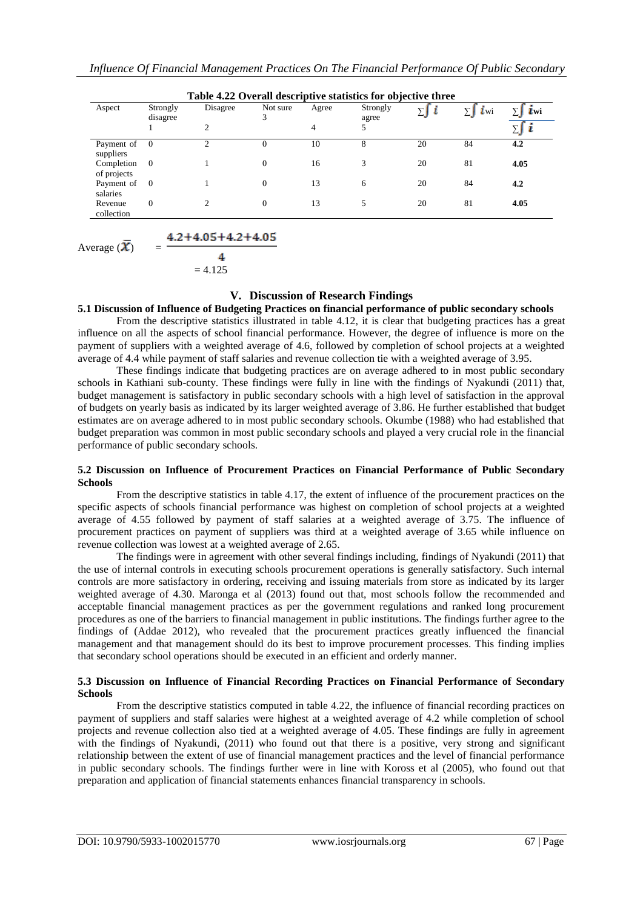**Table 4.22 Overall descriptive statistics for objective three**

| Aspect | Strongly disagree | Disagree | Not sure 3 | Agree | Strongly agree | $\sum\int i$ | $\sum\int i_{wi}$ | $\frac{\sum\int i_{wi}}{\sum\int i}$ |
|---|---|---|---|---|---|---|---|---|
| | 1 | 2 | | 4 | 5 | | | |
| Payment of suppliers | 0 | 2 | 0 | 10 | 8 | 20 | 84 | **4.2** |
| Completion of projects | 0 | 1 | 0 | 16 | 3 | 20 | 81 | **4.05** |
| Payment of salaries | 0 | 1 | 0 | 13 | 6 | 20 | 84 | **4.2** |
| Revenue collection | 0 | 2 | 0 | 13 | 5 | 20 | 81 | **4.05** |

$$\text{Average } (\bar{X}) = \frac{4.2+4.05+4.2+4.05}{4} = 4.125$$

# V. Discussion of Research Findings

## 5.1 Discussion of Influence of Budgeting Practices on financial performance of public secondary schools

From the descriptive statistics illustrated in table 4.12, it is clear that budgeting practices has a great influence on all the aspects of school financial performance. However, the degree of influence is more on the payment of suppliers with a weighted average of 4.6, followed by completion of school projects at a weighted average of 4.4 while payment of staff salaries and revenue collection tie with a weighted average of 3.95.

These findings indicate that budgeting practices are on average adhered to in most public secondary schools in Kathiani sub-county. These findings were fully in line with the findings of Nyakundi (2011) that, budget management is satisfactory in public secondary schools with a high level of satisfaction in the approval of budgets on yearly basis as indicated by its larger weighted average of 3.86. He further established that budget estimates are on average adhered to in most public secondary schools. Okumbe (1988) who had established that budget preparation was common in most public secondary schools and played a very crucial role in the financial performance of public secondary schools.

## 5.2 Discussion on Influence of Procurement Practices on Financial Performance of Public Secondary Schools

From the descriptive statistics in table 4.17, the extent of influence of the procurement practices on the specific aspects of schools financial performance was highest on completion of school projects at a weighted average of 4.55 followed by payment of staff salaries at a weighted average of 3.75. The influence of procurement practices on payment of suppliers was third at a weighted average of 3.65 while influence on revenue collection was lowest at a weighted average of 2.65.

The findings were in agreement with other several findings including, findings of Nyakundi (2011) that the use of internal controls in executing schools procurement operations is generally satisfactory. Such internal controls are more satisfactory in ordering, receiving and issuing materials from store as indicated by its larger weighted average of 4.30. Maronga et al (2013) found out that, most schools follow the recommended and acceptable financial management practices as per the government regulations and ranked long procurement procedures as one of the barriers to financial management in public institutions. The findings further agree to the findings of (Addae 2012), who revealed that the procurement practices greatly influenced the financial management and that management should do its best to improve procurement processes. This finding implies that secondary school operations should be executed in an efficient and orderly manner.

## 5.3 Discussion on Influence of Financial Recording Practices on Financial Performance of Secondary Schools

From the descriptive statistics computed in table 4.22, the influence of financial recording practices on payment of suppliers and staff salaries were highest at a weighted average of 4.2 while completion of school projects and revenue collection also tied at a weighted average of 4.05. These findings are fully in agreement with the findings of Nyakundi, (2011) who found out that there is a positive, very strong and significant relationship between the extent of use of financial management practices and the level of financial performance in public secondary schools. The findings further were in line with Koross et al (2005), who found out that preparation and application of financial statements enhances financial transparency in schools.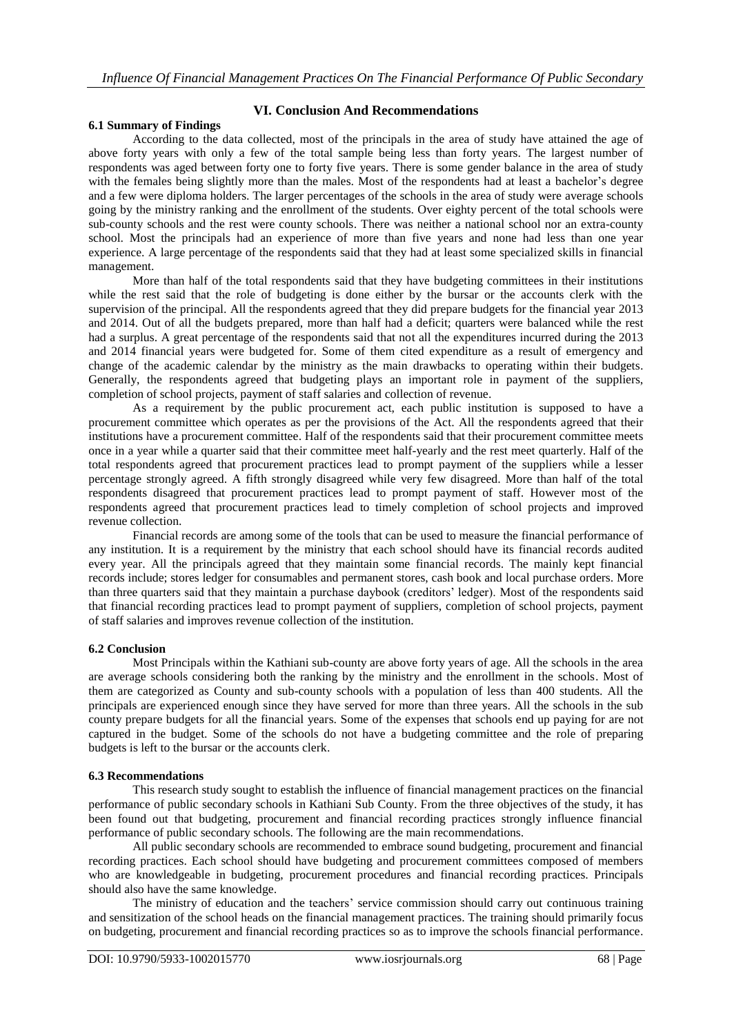## VI. Conclusion And Recommendations

### 6.1 Summary of Findings

According to the data collected, most of the principals in the area of study have attained the age of above forty years with only a few of the total sample being less than forty years. The largest number of respondents was aged between forty one to forty five years. There is some gender balance in the area of study with the females being slightly more than the males. Most of the respondents had at least a bachelor's degree and a few were diploma holders. The larger percentages of the schools in the area of study were average schools going by the ministry ranking and the enrollment of the students. Over eighty percent of the total schools were sub-county schools and the rest were county schools. There was neither a national school nor an extra-county school. Most the principals had an experience of more than five years and none had less than one year experience. A large percentage of the respondents said that they had at least some specialized skills in financial management.

More than half of the total respondents said that they have budgeting committees in their institutions while the rest said that the role of budgeting is done either by the bursar or the accounts clerk with the supervision of the principal. All the respondents agreed that they did prepare budgets for the financial year 2013 and 2014. Out of all the budgets prepared, more than half had a deficit; quarters were balanced while the rest had a surplus. A great percentage of the respondents said that not all the expenditures incurred during the 2013 and 2014 financial years were budgeted for. Some of them cited expenditure as a result of emergency and change of the academic calendar by the ministry as the main drawbacks to operating within their budgets. Generally, the respondents agreed that budgeting plays an important role in payment of the suppliers, completion of school projects, payment of staff salaries and collection of revenue.

As a requirement by the public procurement act, each public institution is supposed to have a procurement committee which operates as per the provisions of the Act. All the respondents agreed that their institutions have a procurement committee. Half of the respondents said that their procurement committee meets once in a year while a quarter said that their committee meet half-yearly and the rest meet quarterly. Half of the total respondents agreed that procurement practices lead to prompt payment of the suppliers while a lesser percentage strongly agreed. A fifth strongly disagreed while very few disagreed. More than half of the total respondents disagreed that procurement practices lead to prompt payment of staff. However most of the respondents agreed that procurement practices lead to timely completion of school projects and improved revenue collection.

Financial records are among some of the tools that can be used to measure the financial performance of any institution. It is a requirement by the ministry that each school should have its financial records audited every year. All the principals agreed that they maintain some financial records. The mainly kept financial records include; stores ledger for consumables and permanent stores, cash book and local purchase orders. More than three quarters said that they maintain a purchase daybook (creditors' ledger). Most of the respondents said that financial recording practices lead to prompt payment of suppliers, completion of school projects, payment of staff salaries and improves revenue collection of the institution.

### 6.2 Conclusion

Most Principals within the Kathiani sub-county are above forty years of age. All the schools in the area are average schools considering both the ranking by the ministry and the enrollment in the schools. Most of them are categorized as County and sub-county schools with a population of less than 400 students. All the principals are experienced enough since they have served for more than three years. All the schools in the sub county prepare budgets for all the financial years. Some of the expenses that schools end up paying for are not captured in the budget. Some of the schools do not have a budgeting committee and the role of preparing budgets is left to the bursar or the accounts clerk.

### 6.3 Recommendations

This research study sought to establish the influence of financial management practices on the financial performance of public secondary schools in Kathiani Sub County. From the three objectives of the study, it has been found out that budgeting, procurement and financial recording practices strongly influence financial performance of public secondary schools. The following are the main recommendations.

All public secondary schools are recommended to embrace sound budgeting, procurement and financial recording practices. Each school should have budgeting and procurement committees composed of members who are knowledgeable in budgeting, procurement procedures and financial recording practices. Principals should also have the same knowledge.

The ministry of education and the teachers' service commission should carry out continuous training and sensitization of the school heads on the financial management practices. The training should primarily focus on budgeting, procurement and financial recording practices so as to improve the schools financial performance.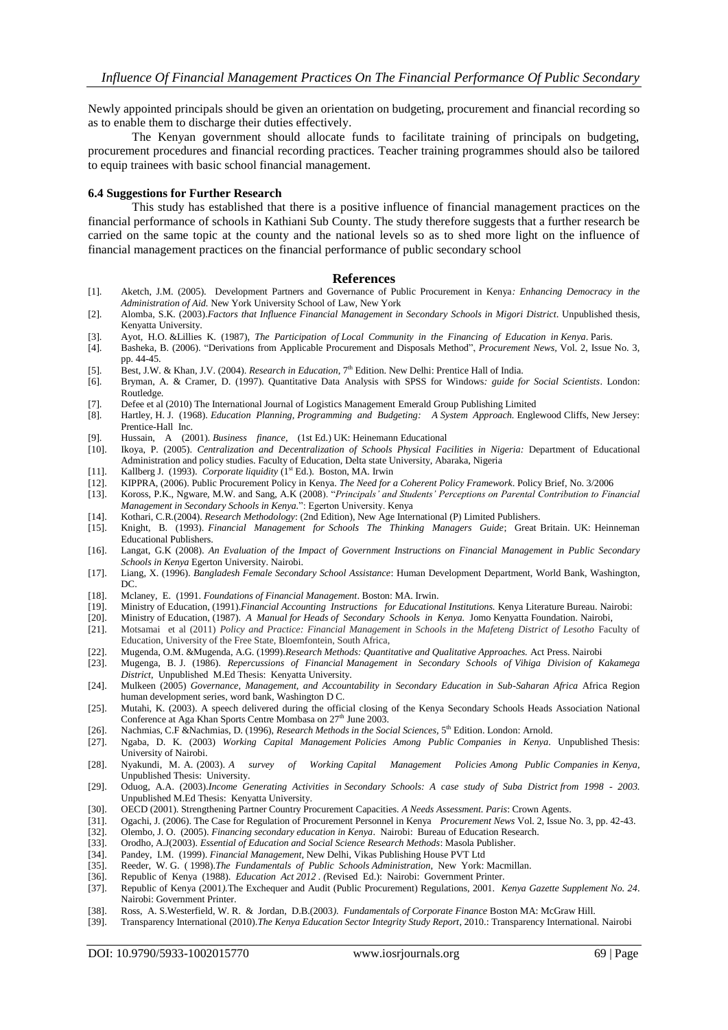Newly appointed principals should be given an orientation on budgeting, procurement and financial recording so as to enable them to discharge their duties effectively.

The Kenyan government should allocate funds to facilitate training of principals on budgeting, procurement procedures and financial recording practices. Teacher training programmes should also be tailored to equip trainees with basic school financial management.

### 6.4 Suggestions for Further Research

This study has established that there is a positive influence of financial management practices on the financial performance of schools in Kathiani Sub County. The study therefore suggests that a further research be carried on the same topic at the county and the national levels so as to shed more light on the influence of financial management practices on the financial performance of public secondary school

## References

[1]. Aketch, J.M. (2005). Development Partners and Governance of Public Procurement in Kenya*: Enhancing Democracy in the Administration of Aid.* New York University School of Law, New York

[2]. Alomba, S.K. (2003).*Factors that Influence Financial Management in Secondary Schools in Migori District*. Unpublished thesis, Kenyatta University.

[3]. Ayot, H.O. &Lillies K. (1987), *The Participation of Local Community in the Financing of Education in Kenya*. Paris.

[4]. Basheka, B. (2006). "Derivations from Applicable Procurement and Disposals Method", *Procurement News*, Vol. 2, Issue No. 3, pp. 44-45.

[5]. Best, J.W. & Khan, J.V. (2004). *Research in Education*, 7th Edition. New Delhi: Prentice Hall of India.

[6]. Bryman, A. & Cramer, D. (1997). Quantitative Data Analysis with SPSS for Windows*: guide for Social Scientists*. London: Routledge.

[7]. Defee et al (2010) The International Journal of Logistics Management Emerald Group Publishing Limited

[8]. Hartley, H. J. (1968). *Education Planning, Programming and Budgeting: A System Approach.* Englewood Cliffs, New Jersey: Prentice-Hall Inc.

[9]. Hussain, A (2001). *Business finance*, (1st Ed.) UK: Heinemann Educational

[10]. Ikoya, P. (2005). *Centralization and Decentralization of Schools Physical Facilities in Nigeria:* Department of Educational Administration and policy studies. Faculty of Education, Delta state University, Abaraka, Nigeria

[11]. Kallberg J. (1993). *Corporate liquidity* (1st Ed.). Boston, MA. Irwin

[12]. KIPPRA, (2006). Public Procurement Policy in Kenya. *The Need for a Coherent Policy Framework*. Policy Brief, No. 3/2006

[13]. Koross, P.K., Ngware, M.W. and Sang, A.K (2008). "*Principals' and Students' Perceptions on Parental Contribution to Financial Management in Secondary Schools in Kenya.*": Egerton University. Kenya

[14]. Kothari, C.R.(2004). *Research Methodology*: (2nd Edition), New Age International (P) Limited Publishers.

[15]. Knight, B. (1993). *Financial Management for Schools The Thinking Managers Guide*; Great Britain. UK: Heinneman Educational Publishers.

[16]. Langat, G.K (2008). *An Evaluation of the Impact of Government Instructions on Financial Management in Public Secondary Schools in Kenya* Egerton University. Nairobi.

[17]. Liang, X. (1996). *Bangladesh Female Secondary School Assistance*: Human Development Department, World Bank, Washington, DC.

[18]. Mclaney, E. (1991. *Foundations of Financial Management*. Boston: MA. Irwin.

[19]. Ministry of Education, (1991).*Financial Accounting Instructions for Educational Institutions.* Kenya Literature Bureau. Nairobi:

[20]. Ministry of Education, (1987). *A Manual for Heads of Secondary Schools in Kenya.* Jomo Kenyatta Foundation. Nairobi,

[21]. Motsamai et al (2011) *Policy and Practice: Financial Management in Schools in the Mafeteng District of Lesotho* Faculty of Education, University of the Free State, Bloemfontein, South Africa,

[22]. Mugenda, O.M. &Mugenda, A.G. (1999).*Research Methods: Quantitative and Qualitative Approaches.* Act Press. Nairobi

[23]. Mugenga, B. J. (1986). *Repercussions of Financial Management in Secondary Schools of Vihiga Division of Kakamega District*, Unpublished M.Ed Thesis: Kenyatta University.

[24]. Mulkeen (2005) *Governance, Management, and Accountability in Secondary Education in Sub-Saharan Africa* Africa Region human development series, word bank, Washington D C.

[25]. Mutahi, K. (2003). A speech delivered during the official closing of the Kenya Secondary Schools Heads Association National Conference at Aga Khan Sports Centre Mombasa on 27th June 2003.

[26]. Nachmias, C.F &Nachmias, D. (1996), *Research Methods in the Social Sciences*, 5th Edition. London: Arnold.

[27]. Ngaba, D. K. (2003) *Working Capital Management Policies Among Public Companies in Kenya*. Unpublished Thesis: University of Nairobi.

[28]. Nyakundi, M. A. (2003). *A survey of Working Capital Management Policies Among Public Companies in Kenya*, Unpublished Thesis: University.

[29]. Oduog, A.A. (2003).*Income Generating Activities in Secondary Schools: A case study of Suba District from 1998 - 2003.* Unpublished M.Ed Thesis: Kenyatta University.

[30]. OECD (2001). Strengthening Partner Country Procurement Capacities. *A Needs Assessment. Paris*: Crown Agents.

[31]. Ogachi, J. (2006). The Case for Regulation of Procurement Personnel in Kenya *Procurement News* Vol. 2, Issue No. 3, pp. 42-43.

[32]. Olembo, J. O. (2005). *Financing secondary education in Kenya*. Nairobi: Bureau of Education Research.

[33]. Orodho, A.J(2003). *Essential of Education and Social Science Research Methods*: Masola Publisher.

[34]. Pandey, I.M. (1999). *Financial Management*, New Delhi, Vikas Publishing House PVT Ltd

[35]. Reeder, W. G. ( 1998).*The Fundamentals of Public Schools Administration,* New York: Macmillan.

[36]. Republic of Kenya (1988). *Education Act 2012* . (Revised Ed.): Nairobi: Government Printer.

[37]. Republic of Kenya (2001*)*.The Exchequer and Audit (Public Procurement) Regulations, 2001. *Kenya Gazette Supplement No. 24*. Nairobi: Government Printer.

[38]. Ross, A. S.Westerfield, W. R. & Jordan, D.B.(2003*). Fundamentals of Corporate Finance* Boston MA: McGraw Hill.

[39]. Transparency International (2010).*The Kenya Education Sector Integrity Study Report*, 2010.: Transparency International. Nairobi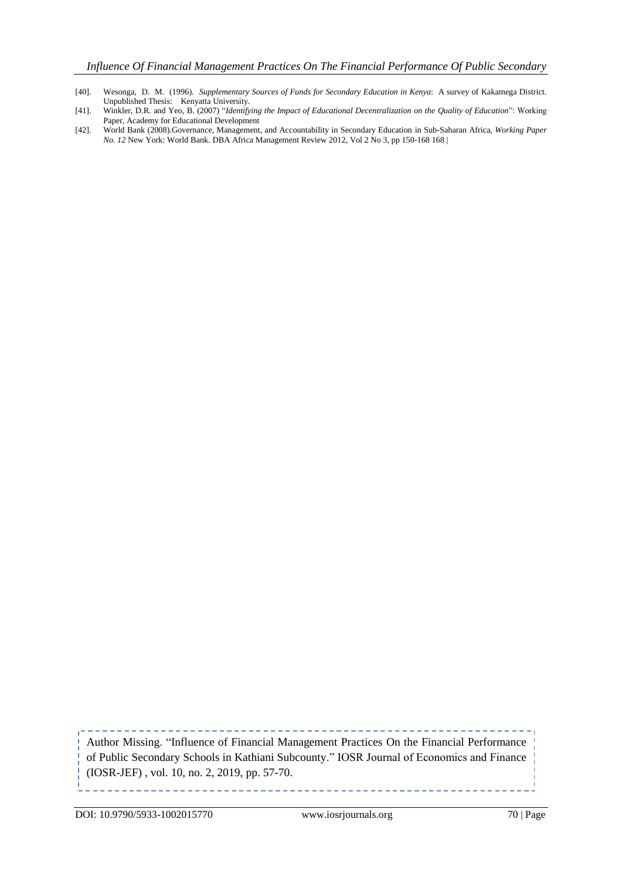[40]. Wesonga, D. M. (1996). *Supplementary Sources of Funds for Secondary Education in Kenya*: A survey of Kakamega District. Unpublished Thesis: Kenyatta University.

[41]. Winkler, D.R. and Yeo, B. (2007) "*Identifying the Impact of Educational Decentralization on the Quality of Education*": Working Paper, Academy for Educational Development

[42]. World Bank (2008).Governance, Management, and Accountability in Secondary Education in Sub-Saharan Africa, *Working Paper No. 12* New York: World Bank. DBA Africa Management Review 2012, Vol 2 No 3, pp 150-168 168 |

Author Missing. "Influence of Financial Management Practices On the Financial Performance of Public Secondary Schools in Kathiani Subcounty." IOSR Journal of Economics and Finance (IOSR-JEF) , vol. 10, no. 2, 2019, pp. 57-70.